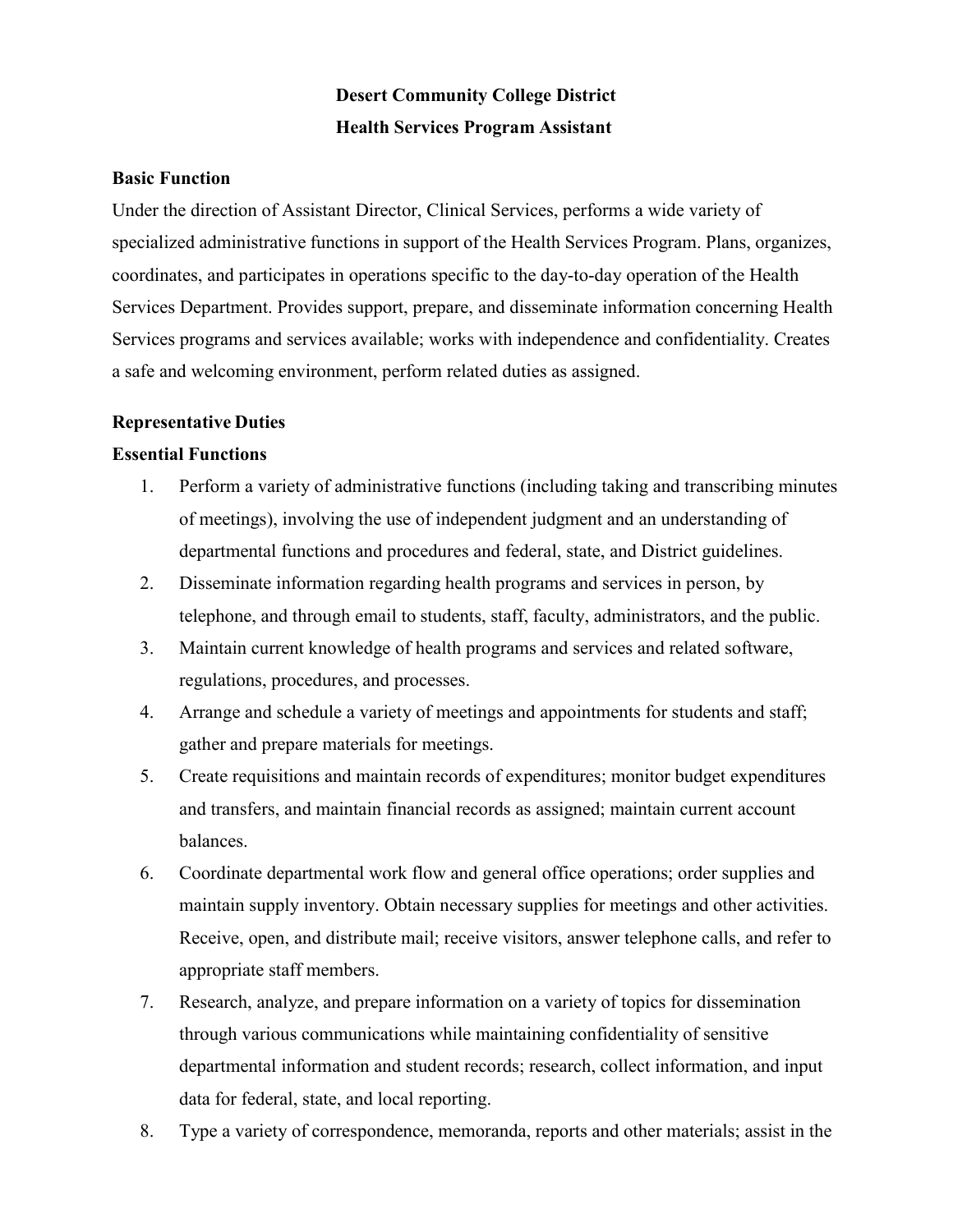# Desert Community College District
## Health Services Program Assistant

### Basic Function

Under the direction of Assistant Director, Clinical Services, performs a wide variety of specialized administrative functions in support of the Health Services Program. Plans, organizes, coordinates, and participates in operations specific to the day-to-day operation of the Health Services Department. Provides support, prepare, and disseminate information concerning Health Services programs and services available; works with independence and confidentiality. Creates a safe and welcoming environment, perform related duties as assigned.

### Representative Duties

### Essential Functions

1. Perform a variety of administrative functions (including taking and transcribing minutes of meetings), involving the use of independent judgment and an understanding of departmental functions and procedures and federal, state, and District guidelines.
2. Disseminate information regarding health programs and services in person, by telephone, and through email to students, staff, faculty, administrators, and the public.
3. Maintain current knowledge of health programs and services and related software, regulations, procedures, and processes.
4. Arrange and schedule a variety of meetings and appointments for students and staff; gather and prepare materials for meetings.
5. Create requisitions and maintain records of expenditures; monitor budget expenditures and transfers, and maintain financial records as assigned; maintain current account balances.
6. Coordinate departmental work flow and general office operations; order supplies and maintain supply inventory. Obtain necessary supplies for meetings and other activities. Receive, open, and distribute mail; receive visitors, answer telephone calls, and refer to appropriate staff members.
7. Research, analyze, and prepare information on a variety of topics for dissemination through various communications while maintaining confidentiality of sensitive departmental information and student records; research, collect information, and input data for federal, state, and local reporting.
8. Type a variety of correspondence, memoranda, reports and other materials; assist in the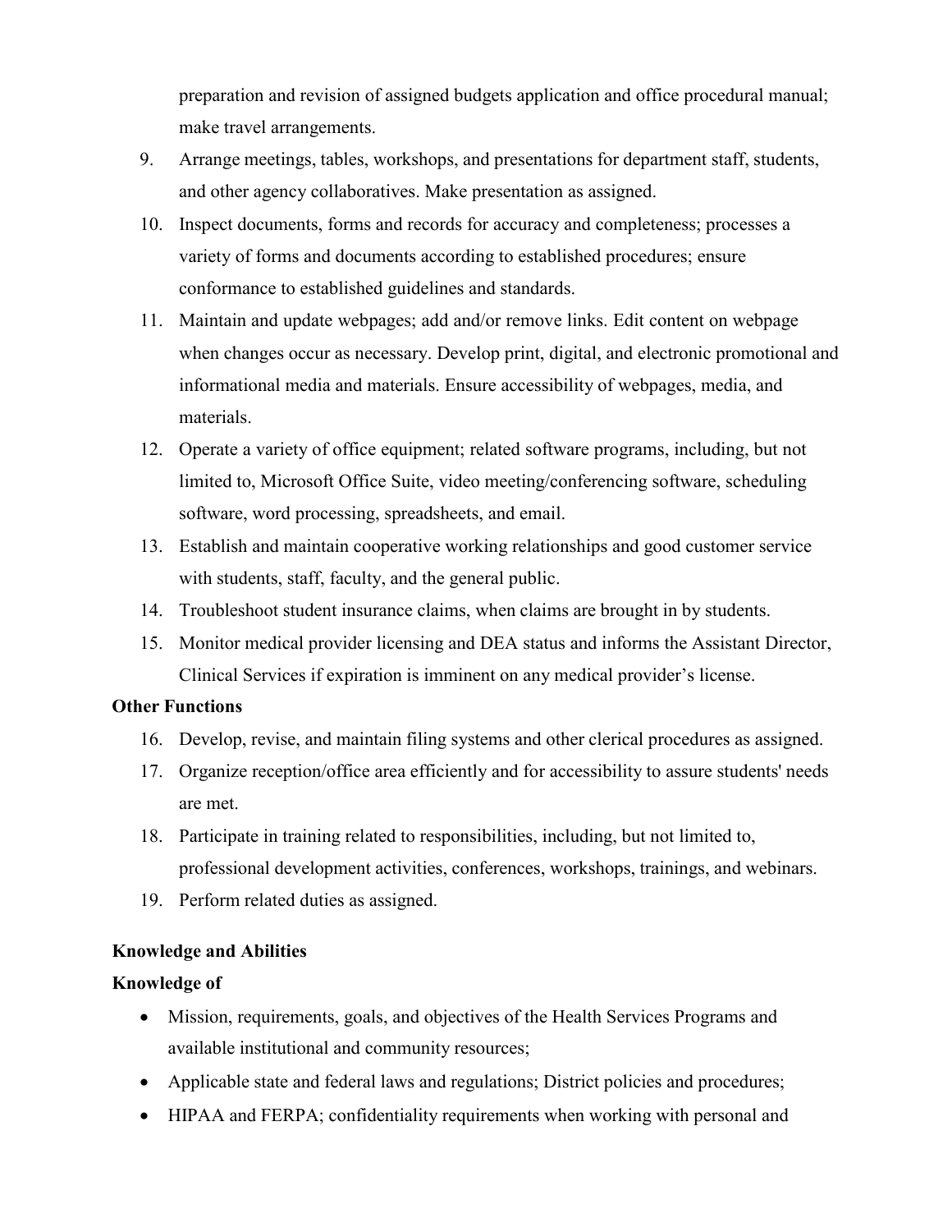preparation and revision of assigned budgets application and office procedural manual; make travel arrangements.

9. Arrange meetings, tables, workshops, and presentations for department staff, students, and other agency collaboratives. Make presentation as assigned.
10. Inspect documents, forms and records for accuracy and completeness; processes a variety of forms and documents according to established procedures; ensure conformance to established guidelines and standards.
11. Maintain and update webpages; add and/or remove links. Edit content on webpage when changes occur as necessary. Develop print, digital, and electronic promotional and informational media and materials. Ensure accessibility of webpages, media, and materials.
12. Operate a variety of office equipment; related software programs, including, but not limited to, Microsoft Office Suite, video meeting/conferencing software, scheduling software, word processing, spreadsheets, and email.
13. Establish and maintain cooperative working relationships and good customer service with students, staff, faculty, and the general public.
14. Troubleshoot student insurance claims, when claims are brought in by students.
15. Monitor medical provider licensing and DEA status and informs the Assistant Director, Clinical Services if expiration is imminent on any medical provider's license.

**Other Functions**

16. Develop, revise, and maintain filing systems and other clerical procedures as assigned.
17. Organize reception/office area efficiently and for accessibility to assure students' needs are met.
18. Participate in training related to responsibilities, including, but not limited to, professional development activities, conferences, workshops, trainings, and webinars.
19. Perform related duties as assigned.

**Knowledge and Abilities**

**Knowledge of**

- Mission, requirements, goals, and objectives of the Health Services Programs and available institutional and community resources;
- Applicable state and federal laws and regulations; District policies and procedures;
- HIPAA and FERPA; confidentiality requirements when working with personal and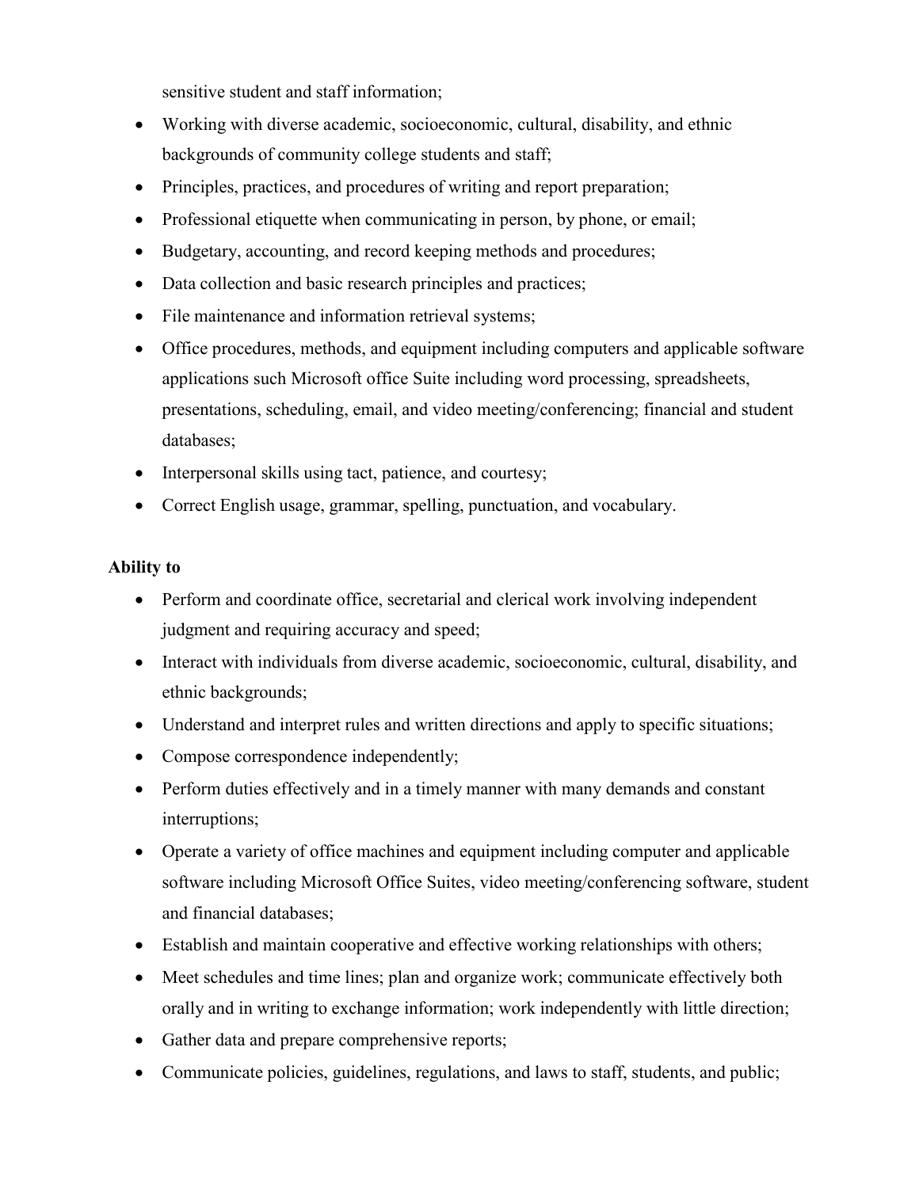sensitive student and staff information;

- Working with diverse academic, socioeconomic, cultural, disability, and ethnic backgrounds of community college students and staff;
- Principles, practices, and procedures of writing and report preparation;
- Professional etiquette when communicating in person, by phone, or email;
- Budgetary, accounting, and record keeping methods and procedures;
- Data collection and basic research principles and practices;
- File maintenance and information retrieval systems;
- Office procedures, methods, and equipment including computers and applicable software applications such Microsoft office Suite including word processing, spreadsheets, presentations, scheduling, email, and video meeting/conferencing; financial and student databases;
- Interpersonal skills using tact, patience, and courtesy;
- Correct English usage, grammar, spelling, punctuation, and vocabulary.

**Ability to**

- Perform and coordinate office, secretarial and clerical work involving independent judgment and requiring accuracy and speed;
- Interact with individuals from diverse academic, socioeconomic, cultural, disability, and ethnic backgrounds;
- Understand and interpret rules and written directions and apply to specific situations;
- Compose correspondence independently;
- Perform duties effectively and in a timely manner with many demands and constant interruptions;
- Operate a variety of office machines and equipment including computer and applicable software including Microsoft Office Suites, video meeting/conferencing software, student and financial databases;
- Establish and maintain cooperative and effective working relationships with others;
- Meet schedules and time lines; plan and organize work; communicate effectively both orally and in writing to exchange information; work independently with little direction;
- Gather data and prepare comprehensive reports;
- Communicate policies, guidelines, regulations, and laws to staff, students, and public;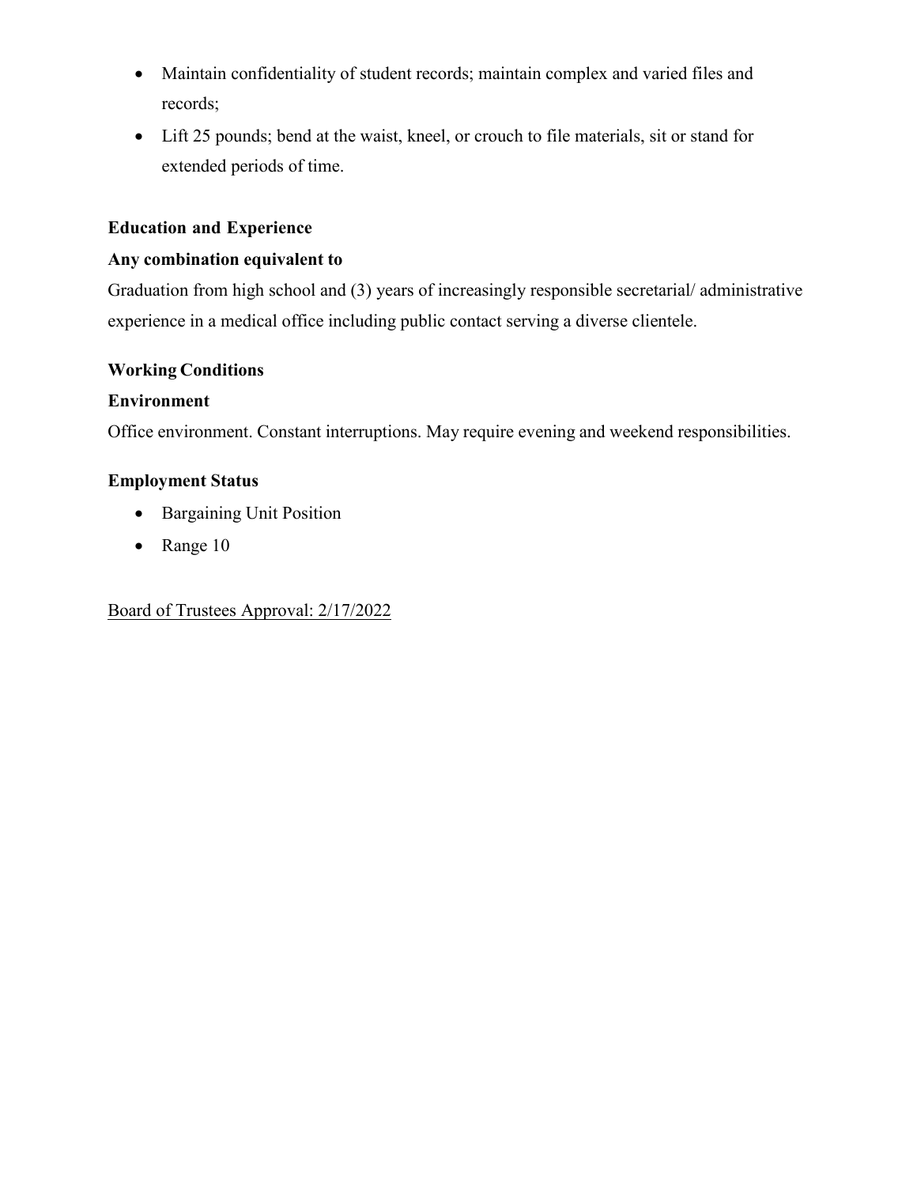- Maintain confidentiality of student records; maintain complex and varied files and records;
- Lift 25 pounds; bend at the waist, kneel, or crouch to file materials, sit or stand for extended periods of time.

**Education and Experience**

**Any combination equivalent to**

Graduation from high school and (3) years of increasingly responsible secretarial/ administrative experience in a medical office including public contact serving a diverse clientele.

**Working Conditions**

**Environment**

Office environment. Constant interruptions. May require evening and weekend responsibilities.

**Employment Status**

- Bargaining Unit Position
- Range 10

Board of Trustees Approval: 2/17/2022